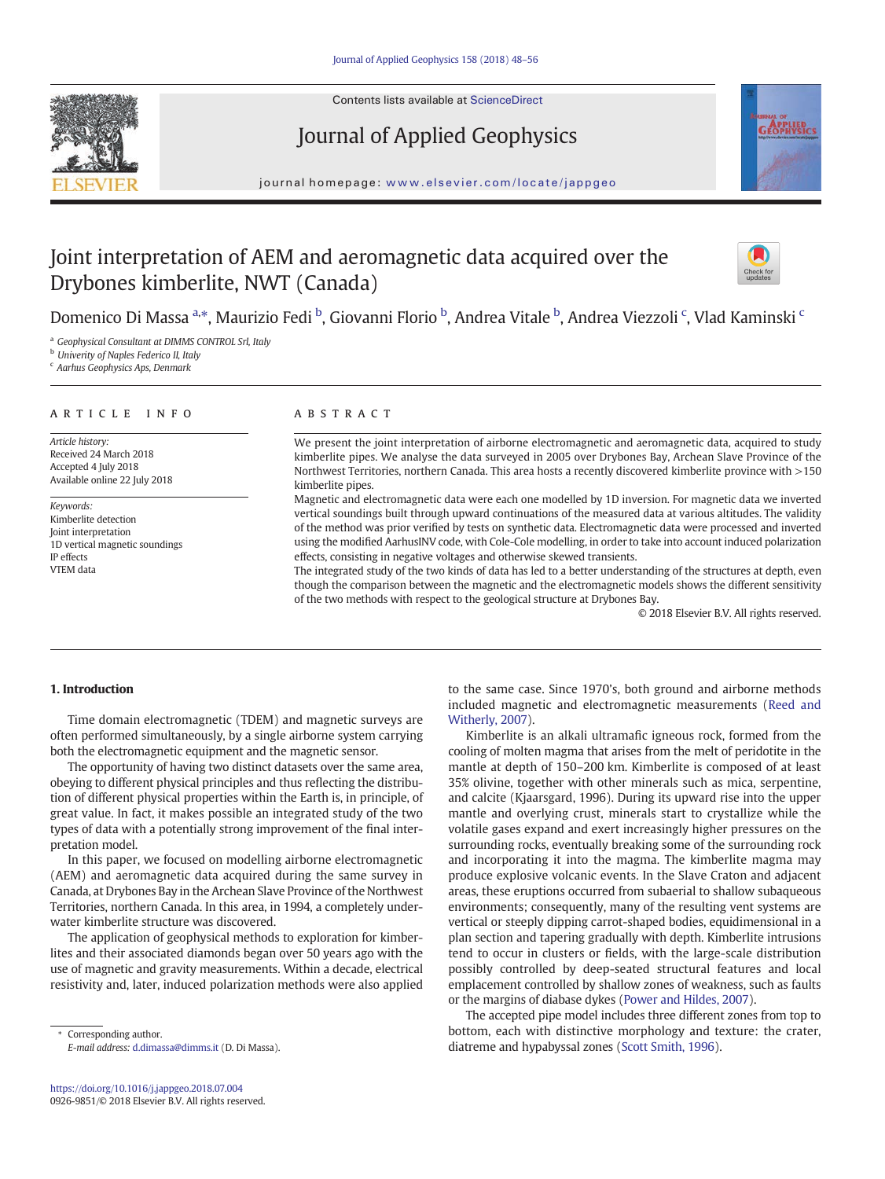# Joint interpretation of AEM and aeromagnetic data acquired over the Drybones kimberlite, NWT (Canada)

Domenico Di Massa [a,*], Maurizio Fedi [b], Giovanni Florio [b], Andrea Vitale [b], Andrea Viezzoli [c], Vlad Kaminski [c]

[a] Geophysical Consultant at DIMMS CONTROL Srl, Italy
[b] Univerity of Naples Federico II, Italy
[c] Aarhus Geophysics Aps, Denmark

**ARTICLE INFO**

*Article history:*
Received 24 March 2018
Accepted 4 July 2018
Available online 22 July 2018

*Keywords:*
Kimberlite detection
Joint interpretation
1D vertical magnetic soundings
IP effects
VTEM data

**ABSTRACT**

We present the joint interpretation of airborne electromagnetic and aeromagnetic data, acquired to study kimberlite pipes. We analyse the data surveyed in 2005 over Drybones Bay, Archean Slave Province of the Northwest Territories, northern Canada. This area hosts a recently discovered kimberlite province with >150 kimberlite pipes.

Magnetic and electromagnetic data were each one modelled by 1D inversion. For magnetic data we inverted vertical soundings built through upward continuations of the measured data at various altitudes. The validity of the method was prior verified by tests on synthetic data. Electromagnetic data were processed and inverted using the modified AarhusINV code, with Cole-Cole modelling, in order to take into account induced polarization effects, consisting in negative voltages and otherwise skewed transients.

The integrated study of the two kinds of data has led to a better understanding of the structures at depth, even though the comparison between the magnetic and the electromagnetic models shows the different sensitivity of the two methods with respect to the geological structure at Drybones Bay.

© 2018 Elsevier B.V. All rights reserved.

## 1. Introduction

Time domain electromagnetic (TDEM) and magnetic surveys are often performed simultaneously, by a single airborne system carrying both the electromagnetic equipment and the magnetic sensor.

The opportunity of having two distinct datasets over the same area, obeying to different physical principles and thus reflecting the distribution of different physical properties within the Earth is, in principle, of great value. In fact, it makes possible an integrated study of the two types of data with a potentially strong improvement of the final interpretation model.

In this paper, we focused on modelling airborne electromagnetic (AEM) and aeromagnetic data acquired during the same survey in Canada, at Drybones Bay in the Archean Slave Province of the Northwest Territories, northern Canada. In this area, in 1994, a completely underwater kimberlite structure was discovered.

The application of geophysical methods to exploration for kimberlites and their associated diamonds began over 50 years ago with the use of magnetic and gravity measurements. Within a decade, electrical resistivity and, later, induced polarization methods were also applied to the same case. Since 1970's, both ground and airborne methods included magnetic and electromagnetic measurements (Reed and Witherly, 2007).

Kimberlite is an alkali ultramafic igneous rock, formed from the cooling of molten magma that arises from the melt of peridotite in the mantle at depth of 150–200 km. Kimberlite is composed of at least 35% olivine, together with other minerals such as mica, serpentine, and calcite (Kjaarsgard, 1996). During its upward rise into the upper mantle and overlying crust, minerals start to crystallize while the volatile gases expand and exert increasingly higher pressures on the surrounding rocks, eventually breaking some of the surrounding rock and incorporating it into the magma. The kimberlite magma may produce explosive volcanic events. In the Slave Craton and adjacent areas, these eruptions occurred from subaerial to shallow subaqueous environments; consequently, many of the resulting vent systems are vertical or steeply dipping carrot-shaped bodies, equidimensional in a plan section and tapering gradually with depth. Kimberlite intrusions tend to occur in clusters or fields, with the large-scale distribution possibly controlled by deep-seated structural features and local emplacement controlled by shallow zones of weakness, such as faults or the margins of diabase dykes (Power and Hildes, 2007).

The accepted pipe model includes three different zones from top to bottom, each with distinctive morphology and texture: the crater, diatreme and hypabyssal zones (Scott Smith, 1996).

* Corresponding author.
*E-mail address:* d.dimassa@dimms.it (D. Di Massa).

https://doi.org/10.1016/j.jappgeo.2018.07.004
0926-9851/© 2018 Elsevier B.V. All rights reserved.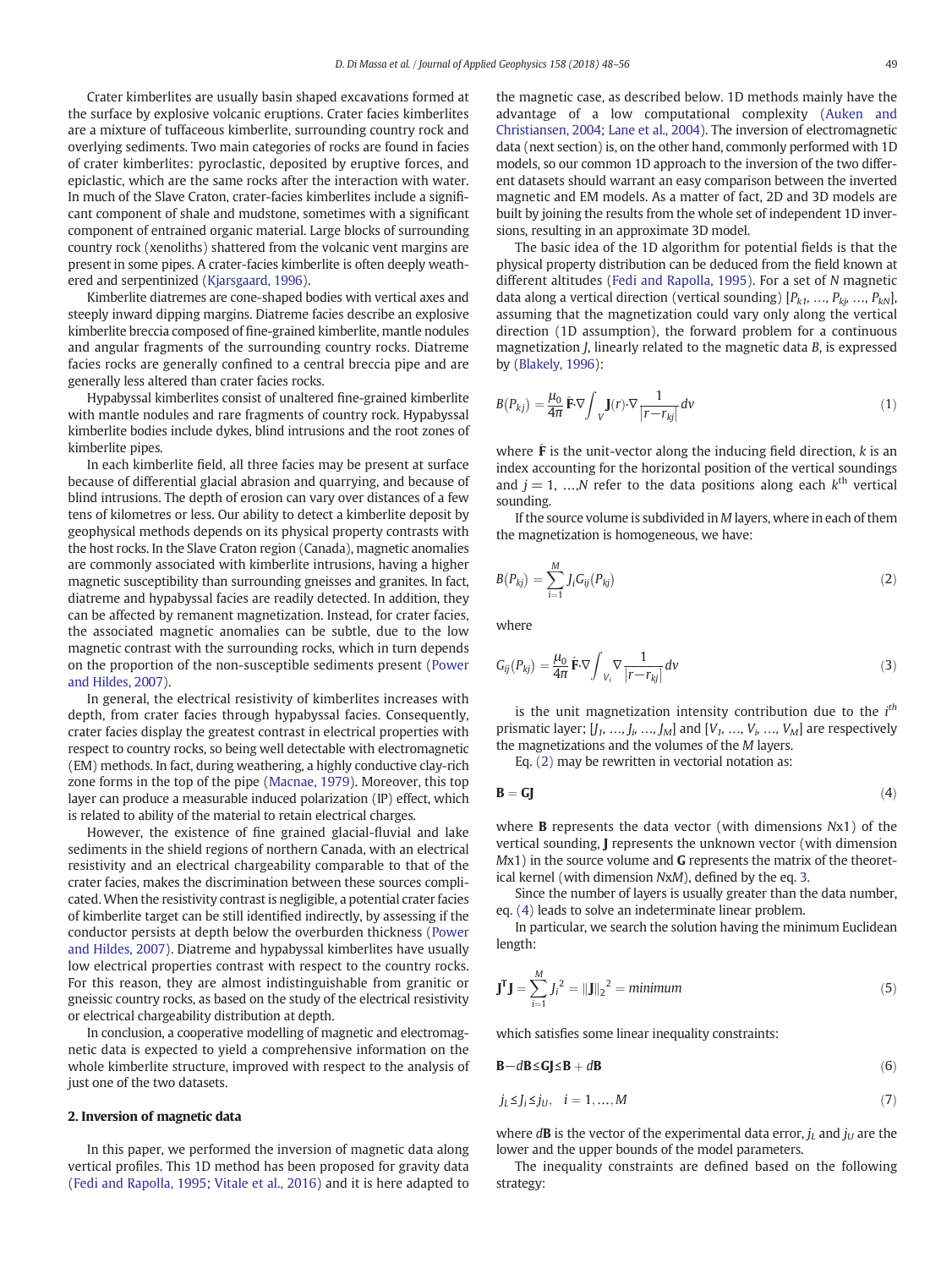Crater kimberlites are usually basin shaped excavations formed at the surface by explosive volcanic eruptions. Crater facies kimberlites are a mixture of tuffaceous kimberlite, surrounding country rock and overlying sediments. Two main categories of rocks are found in facies of crater kimberlites: pyroclastic, deposited by eruptive forces, and epiclastic, which are the same rocks after the interaction with water. In much of the Slave Craton, crater-facies kimberlites include a significant component of shale and mudstone, sometimes with a significant component of entrained organic material. Large blocks of surrounding country rock (xenoliths) shattered from the volcanic vent margins are present in some pipes. A crater-facies kimberlite is often deeply weathered and serpentinized (Kjarsgaard, 1996).

Kimberlite diatremes are cone-shaped bodies with vertical axes and steeply inward dipping margins. Diatreme facies describe an explosive kimberlite breccia composed of fine-grained kimberlite, mantle nodules and angular fragments of the surrounding country rocks. Diatreme facies rocks are generally confined to a central breccia pipe and are generally less altered than crater facies rocks.

Hypabyssal kimberlites consist of unaltered fine-grained kimberlite with mantle nodules and rare fragments of country rock. Hypabyssal kimberlite bodies include dykes, blind intrusions and the root zones of kimberlite pipes.

In each kimberlite field, all three facies may be present at surface because of differential glacial abrasion and quarrying, and because of blind intrusions. The depth of erosion can vary over distances of a few tens of kilometres or less. Our ability to detect a kimberlite deposit by geophysical methods depends on its physical property contrasts with the host rocks. In the Slave Craton region (Canada), magnetic anomalies are commonly associated with kimberlite intrusions, having a higher magnetic susceptibility than surrounding gneisses and granites. In fact, diatreme and hypabyssal facies are readily detected. In addition, they can be affected by remanent magnetization. Instead, for crater facies, the associated magnetic anomalies can be subtle, due to the low magnetic contrast with the surrounding rocks, which in turn depends on the proportion of the non-susceptible sediments present (Power and Hildes, 2007).

In general, the electrical resistivity of kimberlites increases with depth, from crater facies through hypabyssal facies. Consequently, crater facies display the greatest contrast in electrical properties with respect to country rocks, so being well detectable with electromagnetic (EM) methods. In fact, during weathering, a highly conductive clay-rich zone forms in the top of the pipe (Macnae, 1979). Moreover, this top layer can produce a measurable induced polarization (IP) effect, which is related to ability of the material to retain electrical charges.

However, the existence of fine grained glacial-fluvial and lake sediments in the shield regions of northern Canada, with an electrical resistivity and an electrical chargeability comparable to that of the crater facies, makes the discrimination between these sources complicated. When the resistivity contrast is negligible, a potential crater facies of kimberlite target can be still identified indirectly, by assessing if the conductor persists at depth below the overburden thickness (Power and Hildes, 2007). Diatreme and hypabyssal kimberlites have usually low electrical properties contrast with respect to the country rocks. For this reason, they are almost indistinguishable from granitic or gneissic country rocks, as based on the study of the electrical resistivity or electrical chargeability distribution at depth.

In conclusion, a cooperative modelling of magnetic and electromagnetic data is expected to yield a comprehensive information on the whole kimberlite structure, improved with respect to the analysis of just one of the two datasets.

## 2. Inversion of magnetic data

In this paper, we performed the inversion of magnetic data along vertical profiles. This 1D method has been proposed for gravity data (Fedi and Rapolla, 1995; Vitale et al., 2016) and it is here adapted to the magnetic case, as described below. 1D methods mainly have the advantage of a low computational complexity (Auken and Christiansen, 2004; Lane et al., 2004). The inversion of electromagnetic data (next section) is, on the other hand, commonly performed with 1D models, so our common 1D approach to the inversion of the two different datasets should warrant an easy comparison between the inverted magnetic and EM models. As a matter of fact, 2D and 3D models are built by joining the results from the whole set of independent 1D inversions, resulting in an approximate 3D model.

The basic idea of the 1D algorithm for potential fields is that the physical property distribution can be deduced from the field known at different altitudes (Fedi and Rapolla, 1995). For a set of $N$ magnetic data along a vertical direction (vertical sounding) $[P_{k1}, \ldots, P_{kj}, \ldots, P_{kN}]$, assuming that the magnetization could vary only along the vertical direction (1D assumption), the forward problem for a continuous magnetization $J$, linearly related to the magnetic data $B$, is expressed by (Blakely, 1996):

$$B(P_{kj}) = \frac{\mu_0}{4\pi}\hat{\mathbf{F}}\cdot\nabla\int_V \mathbf{J}(r)\cdot\nabla\frac{1}{|r-r_{kj}|}dv \tag{1}$$

where $\hat{\mathbf{F}}$ is the unit-vector along the inducing field direction, $k$ is an index accounting for the horizontal position of the vertical soundings and $j = 1, \ldots, N$ refer to the data positions along each $k^{\text{th}}$ vertical sounding.

If the source volume is subdivided in $M$ layers, where in each of them the magnetization is homogeneous, we have:

$$B(P_{kj}) = \sum_{i=1}^{M} J_i G_{ij}(P_{kj}) \tag{2}$$

where

$$G_{ij}(P_{kj}) = \frac{\mu_0}{4\pi}\hat{\mathbf{F}}\cdot\nabla\int_{V_i}\nabla\frac{1}{|r-r_{kj}|}dv \tag{3}$$

is the unit magnetization intensity contribution due to the $i^{th}$ prismatic layer; $[J_1, \ldots, J_i, \ldots, J_M]$ and $[V_1, \ldots, V_i, \ldots, V_M]$ are respectively the magnetizations and the volumes of the $M$ layers.

Eq. (2) may be rewritten in vectorial notation as:

$$\mathbf{B} = \mathbf{G}\mathbf{J} \tag{4}$$

where $\mathbf{B}$ represents the data vector (with dimensions $N$x1) of the vertical sounding, $\mathbf{J}$ represents the unknown vector (with dimension $M$x1) in the source volume and $\mathbf{G}$ represents the matrix of the theoretical kernel (with dimension $N$x$M$), defined by the eq. 3.

Since the number of layers is usually greater than the data number, eq. (4) leads to solve an indeterminate linear problem.

In particular, we search the solution having the minimum Euclidean length:

$$\mathbf{J}^{\mathbf{T}}\mathbf{J} = \sum_{i=1}^{M} {J_i}^2 = \|\mathbf{J}\|_2{}^2 = minimum \tag{5}$$

which satisfies some linear inequality constraints:

$$\mathbf{B} - d\mathbf{B} \le \mathbf{G}\mathbf{J} \le \mathbf{B} + d\mathbf{B} \tag{6}$$

$$j_L \le J_i \le j_U, \quad i = 1, \ldots, M \tag{7}$$

where $d\mathbf{B}$ is the vector of the experimental data error, $j_L$ and $j_U$ are the lower and the upper bounds of the model parameters.

The inequality constraints are defined based on the following strategy: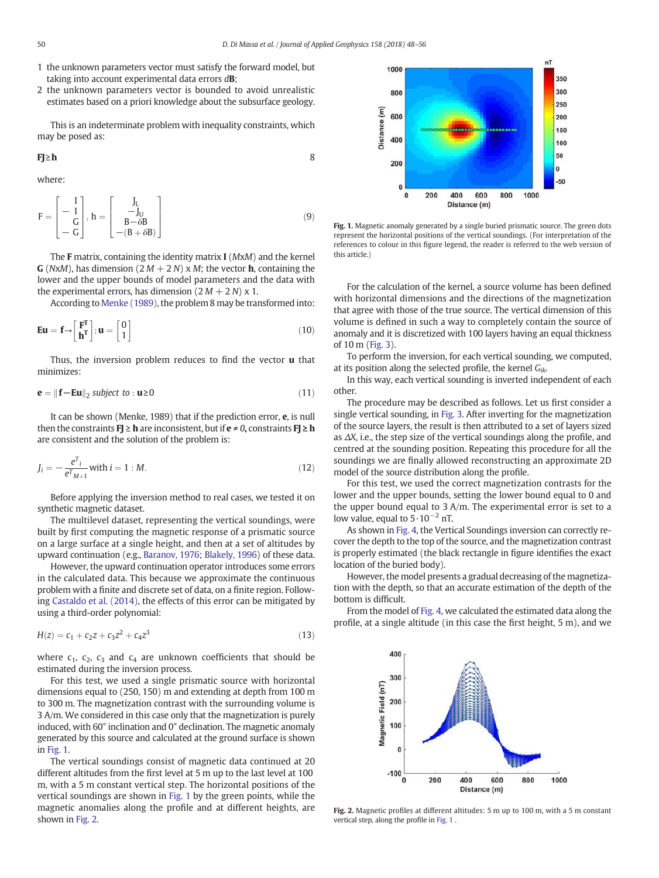1. the unknown parameters vector must satisfy the forward model, but taking into account experimental data errors $d\mathbf{B}$;
2. the unknown parameters vector is bounded to avoid unrealistic estimates based on a priori knowledge about the subsurface geology.

This is an indeterminate problem with inequality constraints, which may be posed as:

$$\mathbf{FJ} \geq \mathbf{h} \tag{8}$$

where:

$$\mathrm{F} = \begin{bmatrix} \mathrm{I} \\ -\mathrm{I} \\ \mathrm{G} \\ -\mathrm{G} \end{bmatrix}, \mathrm{h} = \begin{bmatrix} \mathrm{J_L} \\ -\mathrm{J_U} \\ \mathrm{B} - \delta\mathrm{B} \\ -(\mathrm{B} + \delta\mathrm{B}) \end{bmatrix} \tag{9}$$

The **F** matrix, containing the identity matrix **I** ($M$x$M$) and the kernel **G** ($N$x$M$), has dimension ($2M + 2N$) x $M$; the vector **h**, containing the lower and the upper bounds of model parameters and the data with the experimental errors, has dimension ($2M + 2N$) x 1.

According to Menke (1989), the problem 8 may be transformed into:

$$\mathbf{Eu} = \mathbf{f} \rightarrow \begin{bmatrix} \mathbf{F^T} \\ \mathbf{h^T} \end{bmatrix}; \mathbf{u} = \begin{bmatrix} 0 \\ 1 \end{bmatrix} \tag{10}$$

Thus, the inversion problem reduces to find the vector **u** that minimizes:

$$\mathbf{e} = \|\mathbf{f} - \mathbf{Eu}\|_2 \ \textit{subject to} : \mathbf{u} \geq 0 \tag{11}$$

It can be shown (Menke, 1989) that if the prediction error, **e**, is null then the constraints $\mathbf{FJ} \geq \mathbf{h}$ are inconsistent, but if $\mathbf{e} \neq 0$, constraints $\mathbf{FJ} \geq \mathbf{h}$ are consistent and the solution of the problem is:

$$J_i = -\frac{e^T{}_i}{e^T{}_{M+1}} \text{with } i = 1 : M. \tag{12}$$

Before applying the inversion method to real cases, we tested it on synthetic magnetic dataset.

The multilevel dataset, representing the vertical soundings, were built by first computing the magnetic response of a prismatic source on a large surface at a single height, and then at a set of altitudes by upward continuation (e.g., Baranov, 1976; Blakely, 1996) of these data.

However, the upward continuation operator introduces some errors in the calculated data. This because we approximate the continuous problem with a finite and discrete set of data, on a finite region. Following Castaldo et al. (2014), the effects of this error can be mitigated by using a third-order polynomial:

$$H(z) = c_1 + c_2 z + c_3 z^2 + c_4 z^3 \tag{13}$$

where $c_1$, $c_2$, $c_3$ and $c_4$ are unknown coefficients that should be estimated during the inversion process.

For this test, we used a single prismatic source with horizontal dimensions equal to (250, 150) m and extending at depth from 100 m to 300 m. The magnetization contrast with the surrounding volume is 3 A/m. We considered in this case only that the magnetization is purely induced, with 60° inclination and 0° declination. The magnetic anomaly generated by this source and calculated at the ground surface is shown in Fig. 1.

The vertical soundings consist of magnetic data continued at 20 different altitudes from the first level at 5 m up to the last level at 100 m, with a 5 m constant vertical step. The horizontal positions of the vertical soundings are shown in Fig. 1 by the green points, while the magnetic anomalies along the profile and at different heights, are shown in Fig. 2.

**Fig. 1.** Magnetic anomaly generated by a single buried prismatic source. The green dots represent the horizontal positions of the vertical soundings. (For interpretation of the references to colour in this figure legend, the reader is referred to the web version of this article.)

For the calculation of the kernel, a source volume has been defined with horizontal dimensions and the directions of the magnetization that agree with those of the true source. The vertical dimension of this volume is defined in such a way to completely contain the source of anomaly and it is discretized with 100 layers having an equal thickness of 10 m (Fig. 3).

To perform the inversion, for each vertical sounding, we computed, at its position along the selected profile, the kernel $G_{ik}$.

In this way, each vertical sounding is inverted independent of each other.

The procedure may be described as follows. Let us first consider a single vertical sounding, in Fig. 3. After inverting for the magnetization of the source layers, the result is then attributed to a set of layers sized as $\Delta X$, i.e., the step size of the vertical soundings along the profile, and centred at the sounding position. Repeating this procedure for all the soundings we are finally allowed reconstructing an approximate 2D model of the source distribution along the profile.

For this test, we used the correct magnetization contrasts for the lower and the upper bounds, setting the lower bound equal to 0 and the upper bound equal to 3 A/m. The experimental error is set to a low value, equal to $5 \cdot 10^{-2}$ nT.

As shown in Fig. 4, the Vertical Soundings inversion can correctly recover the depth to the top of the source, and the magnetization contrast is properly estimated (the black rectangle in figure identifies the exact location of the buried body).

However, the model presents a gradual decreasing of the magnetization with the depth, so that an accurate estimation of the depth of the bottom is difficult.

From the model of Fig. 4, we calculated the estimated data along the profile, at a single altitude (in this case the first height, 5 m), and we

**Fig. 2.** Magnetic profiles at different altitudes: 5 m up to 100 m, with a 5 m constant vertical step, along the profile in Fig. 1 .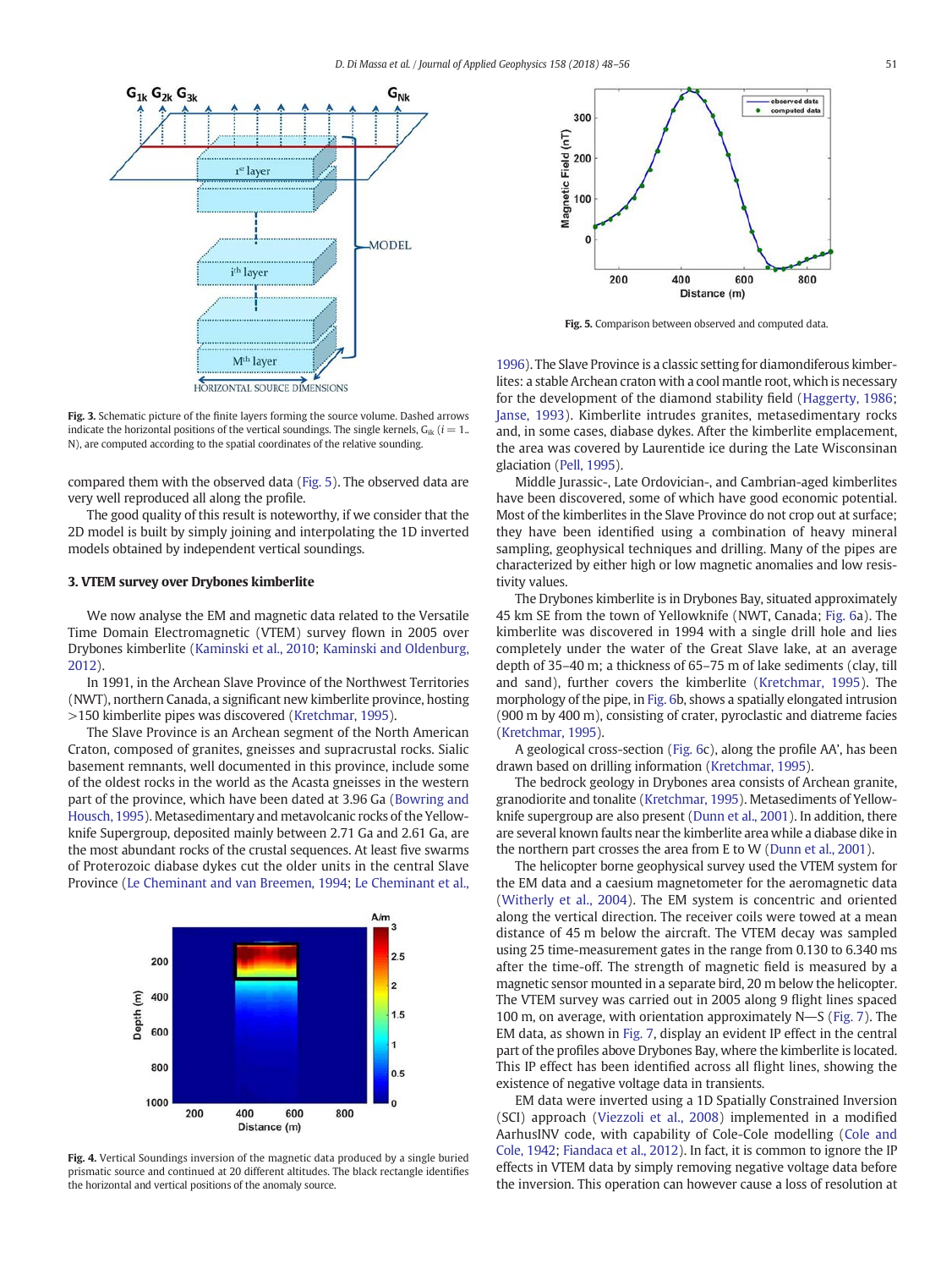Fig. 3. Schematic picture of the finite layers forming the source volume. Dashed arrows indicate the horizontal positions of the vertical soundings. The single kernels, $G_{ik}$ ($i = 1..N$), are computed according to the spatial coordinates of the relative sounding.

compared them with the observed data (Fig. 5). The observed data are very well reproduced all along the profile.

The good quality of this result is noteworthy, if we consider that the 2D model is built by simply joining and interpolating the 1D inverted models obtained by independent vertical soundings.

## 3. VTEM survey over Drybones kimberlite

We now analyse the EM and magnetic data related to the Versatile Time Domain Electromagnetic (VTEM) survey flown in 2005 over Drybones kimberlite (Kaminski et al., 2010; Kaminski and Oldenburg, 2012).

In 1991, in the Archean Slave Province of the Northwest Territories (NWT), northern Canada, a significant new kimberlite province, hosting >150 kimberlite pipes was discovered (Kretchmar, 1995).

The Slave Province is an Archean segment of the North American Craton, composed of granites, gneisses and supracrustal rocks. Sialic basement remnants, well documented in this province, include some of the oldest rocks in the world as the Acasta gneisses in the western part of the province, which have been dated at 3.96 Ga (Bowring and Housch, 1995). Metasedimentary and metavolcanic rocks of the Yellowknife Supergroup, deposited mainly between 2.71 Ga and 2.61 Ga, are the most abundant rocks of the crustal sequences. At least five swarms of Proterozoic diabase dykes cut the older units in the central Slave Province (Le Cheminant and van Breemen, 1994; Le Cheminant et al., 1996). The Slave Province is a classic setting for diamondiferous kimberlites: a stable Archean craton with a cool mantle root, which is necessary for the development of the diamond stability field (Haggerty, 1986; Janse, 1993). Kimberlite intrudes granites, metasedimentary rocks and, in some cases, diabase dykes. After the kimberlite emplacement, the area was covered by Laurentide ice during the Late Wisconsinan glaciation (Pell, 1995).

Fig. 4. Vertical Soundings inversion of the magnetic data produced by a single buried prismatic source and continued at 20 different altitudes. The black rectangle identifies the horizontal and vertical positions of the anomaly source.

Fig. 5. Comparison between observed and computed data.

Middle Jurassic-, Late Ordovician-, and Cambrian-aged kimberlites have been discovered, some of which have good economic potential. Most of the kimberlites in the Slave Province do not crop out at surface; they have been identified using a combination of heavy mineral sampling, geophysical techniques and drilling. Many of the pipes are characterized by either high or low magnetic anomalies and low resistivity values.

The Drybones kimberlite is in Drybones Bay, situated approximately 45 km SE from the town of Yellowknife (NWT, Canada; Fig. 6a). The kimberlite was discovered in 1994 with a single drill hole and lies completely under the water of the Great Slave lake, at an average depth of 35–40 m; a thickness of 65–75 m of lake sediments (clay, till and sand), further covers the kimberlite (Kretchmar, 1995). The morphology of the pipe, in Fig. 6b, shows a spatially elongated intrusion (900 m by 400 m), consisting of crater, pyroclastic and diatreme facies (Kretchmar, 1995).

A geological cross-section (Fig. 6c), along the profile AA', has been drawn based on drilling information (Kretchmar, 1995).

The bedrock geology in Drybones area consists of Archean granite, granodiorite and tonalite (Kretchmar, 1995). Metasediments of Yellowknife supergroup are also present (Dunn et al., 2001). In addition, there are several known faults near the kimberlite area while a diabase dike in the northern part crosses the area from E to W (Dunn et al., 2001).

The helicopter borne geophysical survey used the VTEM system for the EM data and a caesium magnetometer for the aeromagnetic data (Witherly et al., 2004). The EM system is concentric and oriented along the vertical direction. The receiver coils were towed at a mean distance of 45 m below the aircraft. The VTEM decay was sampled using 25 time-measurement gates in the range from 0.130 to 6.340 ms after the time-off. The strength of magnetic field is measured by a magnetic sensor mounted in a separate bird, 20 m below the helicopter. The VTEM survey was carried out in 2005 along 9 flight lines spaced 100 m, on average, with orientation approximately N—S (Fig. 7). The EM data, as shown in Fig. 7, display an evident IP effect in the central part of the profiles above Drybones Bay, where the kimberlite is located. This IP effect has been identified across all flight lines, showing the existence of negative voltage data in transients.

EM data were inverted using a 1D Spatially Constrained Inversion (SCI) approach (Viezzoli et al., 2008) implemented in a modified AarhusINV code, with capability of Cole-Cole modelling (Cole and Cole, 1942; Fiandaca et al., 2012). In fact, it is common to ignore the IP effects in VTEM data by simply removing negative voltage data before the inversion. This operation can however cause a loss of resolution at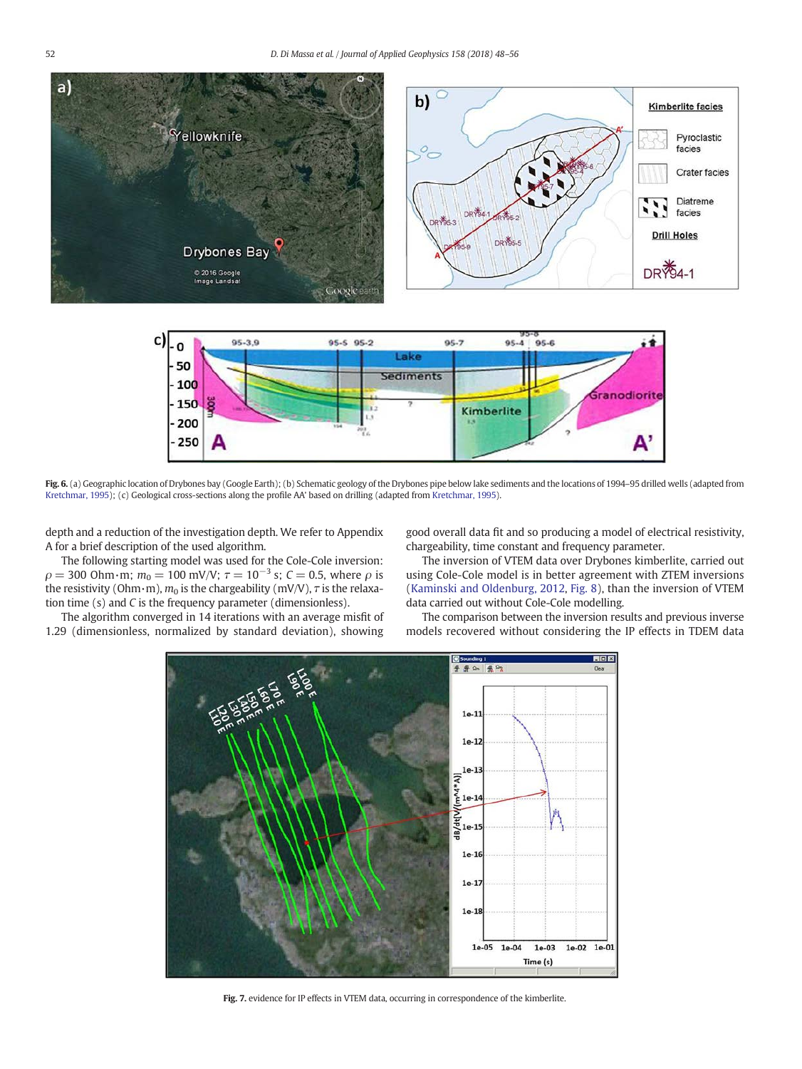Fig. 6. (a) Geographic location of Drybones bay (Google Earth); (b) Schematic geology of the Drybones pipe below lake sediments and the locations of 1994–95 drilled wells (adapted from Kretchmar, 1995); (c) Geological cross-sections along the profile AA' based on drilling (adapted from Kretchmar, 1995).

depth and a reduction of the investigation depth. We refer to Appendix A for a brief description of the used algorithm.

The following starting model was used for the Cole-Cole inversion: $\rho = 300$ Ohm·m; $m_0 = 100$ mV/V; $\tau = 10^{-3}$ s; $C = 0.5$, where $\rho$ is the resistivity (Ohm·m), $m_0$ is the chargeability (mV/V), $\tau$ is the relaxation time (s) and $C$ is the frequency parameter (dimensionless).

The algorithm converged in 14 iterations with an average misfit of 1.29 (dimensionless, normalized by standard deviation), showing good overall data fit and so producing a model of electrical resistivity, chargeability, time constant and frequency parameter.

The inversion of VTEM data over Drybones kimberlite, carried out using Cole-Cole model is in better agreement with ZTEM inversions (Kaminski and Oldenburg, 2012, Fig. 8), than the inversion of VTEM data carried out without Cole-Cole modelling.

The comparison between the inversion results and previous inverse models recovered without considering the IP effects in TDEM data

Fig. 7. evidence for IP effects in VTEM data, occurring in correspondence of the kimberlite.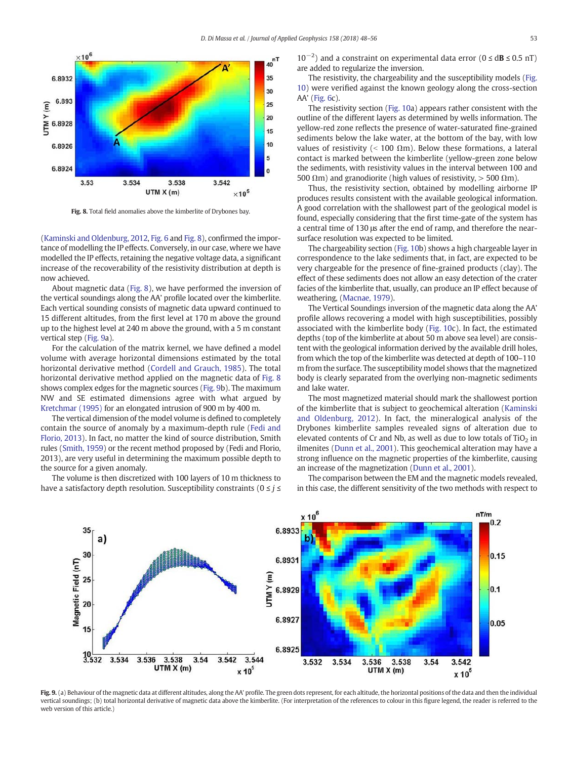Fig. 8. Total field anomalies above the kimberlite of Drybones bay.

(Kaminski and Oldenburg, 2012, Fig. 6 and Fig. 8), confirmed the importance of modelling the IP effects. Conversely, in our case, where we have modelled the IP effects, retaining the negative voltage data, a significant increase of the recoverability of the resistivity distribution at depth is now achieved.

About magnetic data (Fig. 8), we have performed the inversion of the vertical soundings along the AA' profile located over the kimberlite. Each vertical sounding consists of magnetic data upward continued to 15 different altitudes, from the first level at 170 m above the ground up to the highest level at 240 m above the ground, with a 5 m constant vertical step (Fig. 9a).

For the calculation of the matrix kernel, we have defined a model volume with average horizontal dimensions estimated by the total horizontal derivative method (Cordell and Grauch, 1985). The total horizontal derivative method applied on the magnetic data of Fig. 8 shows complex edges for the magnetic sources (Fig. 9b). The maximum NW and SE estimated dimensions agree with what argued by Kretchmar (1995) for an elongated intrusion of 900 m by 400 m.

The vertical dimension of the model volume is defined to completely contain the source of anomaly by a maximum-depth rule (Fedi and Florio, 2013). In fact, no matter the kind of source distribution, Smith rules (Smith, 1959) or the recent method proposed by (Fedi and Florio, 2013), are very useful in determining the maximum possible depth to the source for a given anomaly.

The volume is then discretized with 100 layers of 10 m thickness to have a satisfactory depth resolution. Susceptibility constraints ($0 \le j \le 10^{-2}$) and a constraint on experimental data error ($0 \le d\mathbf{B} \le 0.5$ nT) are added to regularize the inversion.

The resistivity, the chargeability and the susceptibility models (Fig. 10) were verified against the known geology along the cross-section AA' (Fig. 6c).

The resistivity section (Fig. 10a) appears rather consistent with the outline of the different layers as determined by wells information. The yellow-red zone reflects the presence of water-saturated fine-grained sediments below the lake water, at the bottom of the bay, with low values of resistivity (< 100 Ωm). Below these formations, a lateral contact is marked between the kimberlite (yellow-green zone below the sediments, with resistivity values in the interval between 100 and 500 Ωm) and granodiorite (high values of resistivity, > 500 Ωm).

Thus, the resistivity section, obtained by modelling airborne IP produces results consistent with the available geological information. A good correlation with the shallowest part of the geological model is found, especially considering that the first time-gate of the system has a central time of 130 μs after the end of ramp, and therefore the near-surface resolution was expected to be limited.

The chargeability section (Fig. 10b) shows a high chargeable layer in correspondence to the lake sediments that, in fact, are expected to be very chargeable for the presence of fine-grained products (clay). The effect of these sediments does not allow an easy detection of the crater facies of the kimberlite that, usually, can produce an IP effect because of weathering, (Macnae, 1979).

The Vertical Soundings inversion of the magnetic data along the AA' profile allows recovering a model with high susceptibilities, possibly associated with the kimberlite body (Fig. 10c). In fact, the estimated depths (top of the kimberlite at about 50 m above sea level) are consistent with the geological information derived by the available drill holes, from which the top of the kimberlite was detected at depth of 100–110 m from the surface. The susceptibility model shows that the magnetized body is clearly separated from the overlying non-magnetic sediments and lake water.

The most magnetized material should mark the shallowest portion of the kimberlite that is subject to geochemical alteration (Kaminski and Oldenburg, 2012). In fact, the mineralogical analysis of the Drybones kimberlite samples revealed signs of weathering due to elevated contents of Cr and Nb, as well as due to low totals of $TiO_2$ in ilmenites (Dunn et al., 2001). This geochemical alteration may have a strong influence on the magnetic properties of the kimberlite, causing an increase of the magnetization (Dunn et al., 2001).

The comparison between the EM and the magnetic models revealed, in this case, the different sensitivity of the two methods with respect to

Fig. 9. (a) Behaviour of the magnetic data at different altitudes, along the AA' profile. The green dots represent, for each altitude, the horizontal positions of the data and then the individual vertical soundings; (b) total horizontal derivative of magnetic data above the kimberlite. (For interpretation of the references to colour in this figure legend, the reader is referred to the web version of this article.)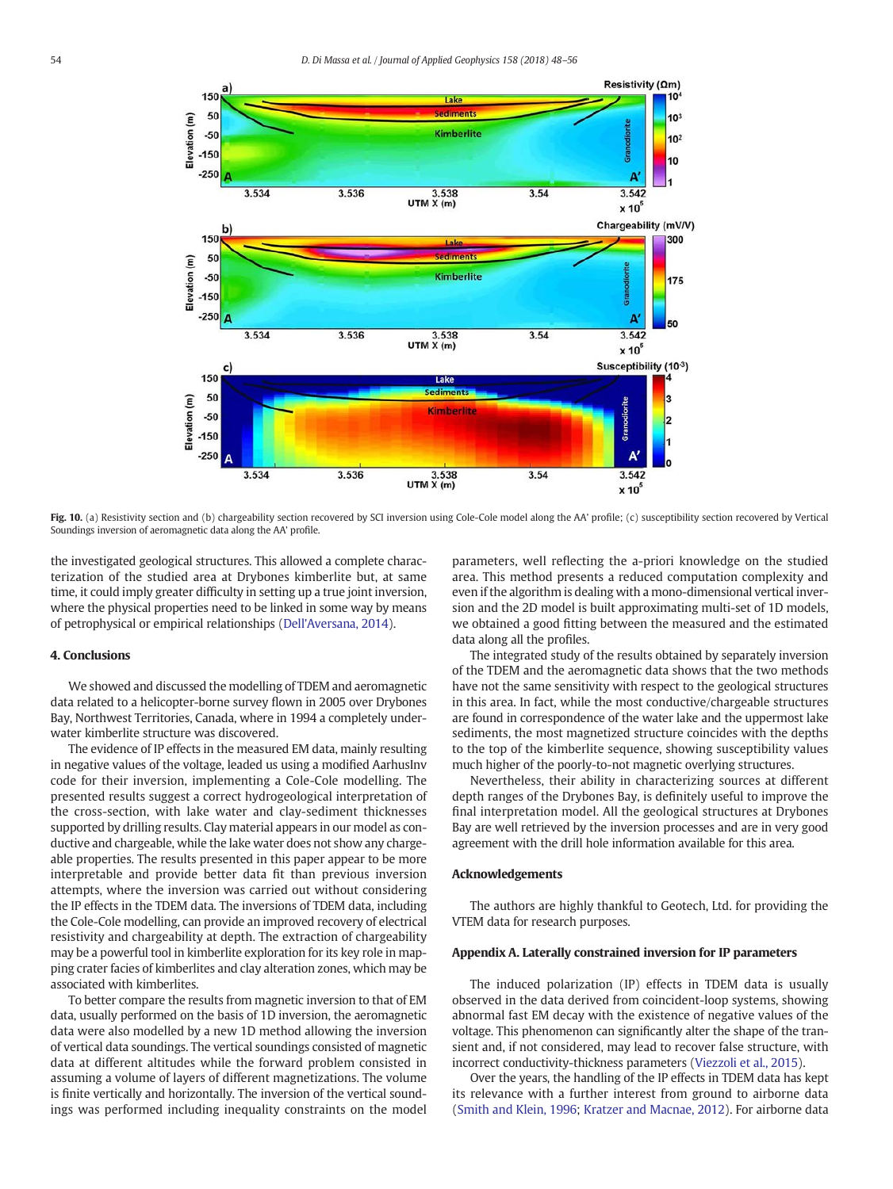**Fig. 10.** (a) Resistivity section and (b) chargeability section recovered by SCI inversion using Cole-Cole model along the AA' profile; (c) susceptibility section recovered by Vertical Soundings inversion of aeromagnetic data along the AA' profile.

the investigated geological structures. This allowed a complete characterization of the studied area at Drybones kimberlite but, at same time, it could imply greater difficulty in setting up a true joint inversion, where the physical properties need to be linked in some way by means of petrophysical or empirical relationships (Dell'Aversana, 2014).

## 4. Conclusions

We showed and discussed the modelling of TDEM and aeromagnetic data related to a helicopter-borne survey flown in 2005 over Drybones Bay, Northwest Territories, Canada, where in 1994 a completely underwater kimberlite structure was discovered.

The evidence of IP effects in the measured EM data, mainly resulting in negative values of the voltage, leaded us using a modified AarhusInv code for their inversion, implementing a Cole-Cole modelling. The presented results suggest a correct hydrogeological interpretation of the cross-section, with lake water and clay-sediment thicknesses supported by drilling results. Clay material appears in our model as conductive and chargeable, while the lake water does not show any chargeable properties. The results presented in this paper appear to be more interpretable and provide better data fit than previous inversion attempts, where the inversion was carried out without considering the IP effects in the TDEM data. The inversions of TDEM data, including the Cole-Cole modelling, can provide an improved recovery of electrical resistivity and chargeability at depth. The extraction of chargeability may be a powerful tool in kimberlite exploration for its key role in mapping crater facies of kimberlites and clay alteration zones, which may be associated with kimberlites.

To better compare the results from magnetic inversion to that of EM data, usually performed on the basis of 1D inversion, the aeromagnetic data were also modelled by a new 1D method allowing the inversion of vertical data soundings. The vertical soundings consisted of magnetic data at different altitudes while the forward problem consisted in assuming a volume of layers of different magnetizations. The volume is finite vertically and horizontally. The inversion of the vertical soundings was performed including inequality constraints on the model parameters, well reflecting the a-priori knowledge on the studied area. This method presents a reduced computation complexity and even if the algorithm is dealing with a mono-dimensional vertical inversion and the 2D model is built approximating multi-set of 1D models, we obtained a good fitting between the measured and the estimated data along all the profiles.

The integrated study of the results obtained by separately inversion of the TDEM and the aeromagnetic data shows that the two methods have not the same sensitivity with respect to the geological structures in this area. In fact, while the most conductive/chargeable structures are found in correspondence of the water lake and the uppermost lake sediments, the most magnetized structure coincides with the depths to the top of the kimberlite sequence, showing susceptibility values much higher of the poorly-to-not magnetic overlying structures.

Nevertheless, their ability in characterizing sources at different depth ranges of the Drybones Bay, is definitely useful to improve the final interpretation model. All the geological structures at Drybones Bay are well retrieved by the inversion processes and are in very good agreement with the drill hole information available for this area.

## Acknowledgements

The authors are highly thankful to Geotech, Ltd. for providing the VTEM data for research purposes.

## Appendix A. Laterally constrained inversion for IP parameters

The induced polarization (IP) effects in TDEM data is usually observed in the data derived from coincident-loop systems, showing abnormal fast EM decay with the existence of negative values of the voltage. This phenomenon can significantly alter the shape of the transient and, if not considered, may lead to recover false structure, with incorrect conductivity-thickness parameters (Viezzoli et al., 2015).

Over the years, the handling of the IP effects in TDEM data has kept its relevance with a further interest from ground to airborne data (Smith and Klein, 1996; Kratzer and Macnae, 2012). For airborne data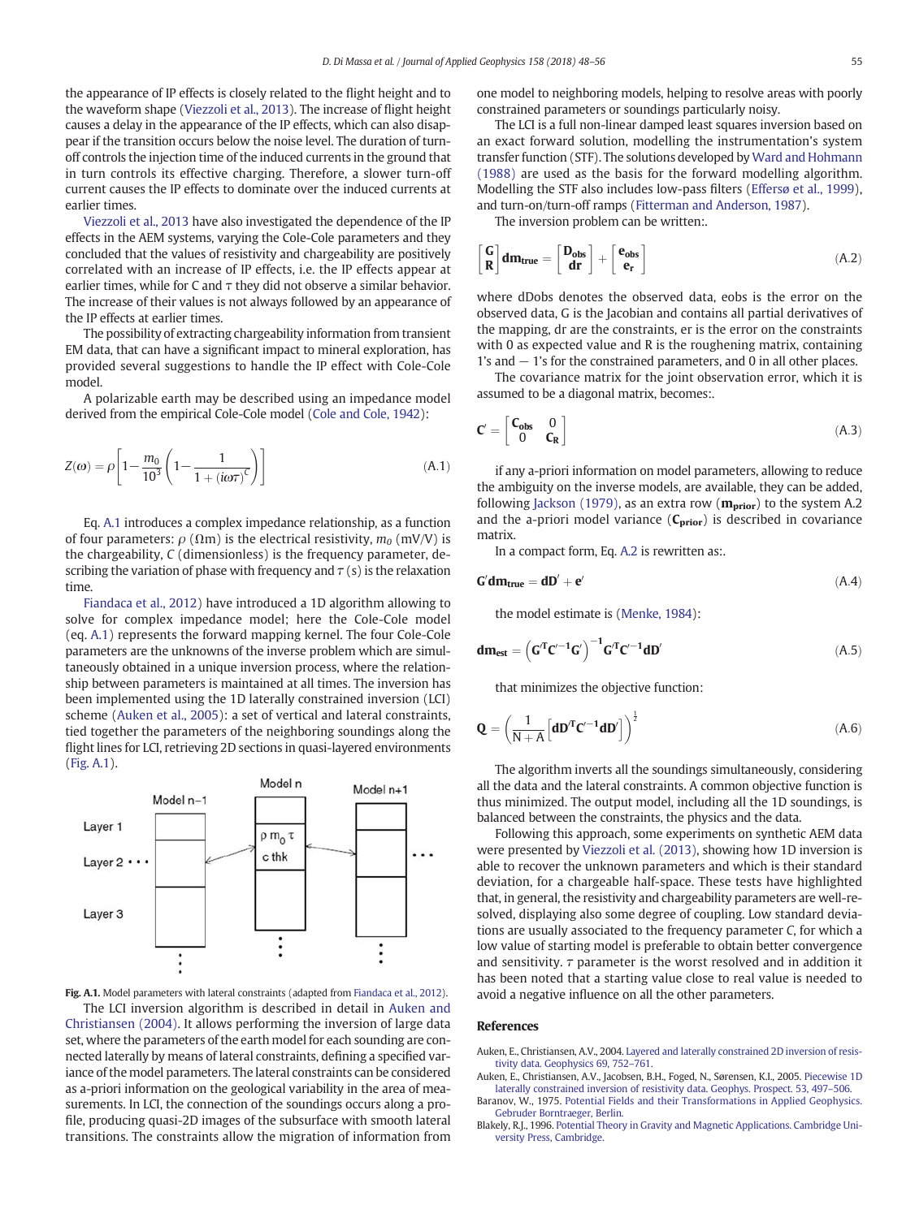the appearance of IP effects is closely related to the flight height and to the waveform shape (Viezzoli et al., 2013). The increase of flight height causes a delay in the appearance of the IP effects, which can also disappear if the transition occurs below the noise level. The duration of turn-off controls the injection time of the induced currents in the ground that in turn controls its effective charging. Therefore, a slower turn-off current causes the IP effects to dominate over the induced currents at earlier times.

Viezzoli et al., 2013 have also investigated the dependence of the IP effects in the AEM systems, varying the Cole-Cole parameters and they concluded that the values of resistivity and chargeability are positively correlated with an increase of IP effects, i.e. the IP effects appear at earlier times, while for C and $\tau$ they did not observe a similar behavior. The increase of their values is not always followed by an appearance of the IP effects at earlier times.

The possibility of extracting chargeability information from transient EM data, that can have a significant impact to mineral exploration, has provided several suggestions to handle the IP effect with Cole-Cole model.

A polarizable earth may be described using an impedance model derived from the empirical Cole-Cole model (Cole and Cole, 1942):

$$Z(\omega) = \rho\left[1 - \frac{m_0}{10^3}\left(1 - \frac{1}{1 + (i\omega\tau)^C}\right)\right] \tag{A.1}$$

Eq. A.1 introduces a complex impedance relationship, as a function of four parameters: $\rho$ ($\Omega$m) is the electrical resistivity, $m_0$ (mV/V) is the chargeability, $C$ (dimensionless) is the frequency parameter, describing the variation of phase with frequency and $\tau$ (s) is the relaxation time.

Fiandaca et al., 2012) have introduced a 1D algorithm allowing to solve for complex impedance model; here the Cole-Cole model (eq. A.1) represents the forward mapping kernel. The four Cole-Cole parameters are the unknowns of the inverse problem which are simultaneously obtained in a unique inversion process, where the relationship between parameters is maintained at all times. The inversion has been implemented using the 1D laterally constrained inversion (LCI) scheme (Auken et al., 2005): a set of vertical and lateral constraints, tied together the parameters of the neighboring soundings along the flight lines for LCI, retrieving 2D sections in quasi-layered environments (Fig. A.1).

Fig. A.1. Model parameters with lateral constraints (adapted from Fiandaca et al., 2012).

The LCI inversion algorithm is described in detail in Auken and Christiansen (2004). It allows performing the inversion of large data set, where the parameters of the earth model for each sounding are connected laterally by means of lateral constraints, defining a specified variance of the model parameters. The lateral constraints can be considered as a-priori information on the geological variability in the area of measurements. In LCI, the connection of the soundings occurs along a profile, producing quasi-2D images of the subsurface with smooth lateral transitions. The constraints allow the migration of information from one model to neighboring models, helping to resolve areas with poorly constrained parameters or soundings particularly noisy.

The LCI is a full non-linear damped least squares inversion based on an exact forward solution, modelling the instrumentation's system transfer function (STF). The solutions developed by Ward and Hohmann (1988) are used as the basis for the forward modelling algorithm. Modelling the STF also includes low-pass filters (Effersø et al., 1999), and turn-on/turn-off ramps (Fitterman and Anderson, 1987).

The inversion problem can be written:.

$$\begin{bmatrix} \mathbf{G} \\ \mathbf{R} \end{bmatrix} \mathbf{dm_{true}} = \begin{bmatrix} \mathbf{D_{obs}} \\ \mathbf{dr} \end{bmatrix} + \begin{bmatrix} \mathbf{e_{obs}} \\ \mathbf{e_r} \end{bmatrix} \tag{A.2}$$

where dDobs denotes the observed data, eobs is the error on the observed data, G is the Jacobian and contains all partial derivatives of the mapping, dr are the constraints, er is the error on the constraints with 0 as expected value and R is the roughening matrix, containing 1's and − 1's for the constrained parameters, and 0 in all other places.

The covariance matrix for the joint observation error, which it is assumed to be a diagonal matrix, becomes:.

$$\mathbf{C}' = \begin{bmatrix} \mathbf{C_{obs}} & 0 \\ 0 & \mathbf{C_R} \end{bmatrix} \tag{A.3}$$

if any a-priori information on model parameters, allowing to reduce the ambiguity on the inverse models, are available, they can be added, following Jackson (1979), as an extra row ($\mathbf{m_{prior}}$) to the system A.2 and the a-priori model variance ($\mathbf{C_{prior}}$) is described in covariance matrix.

In a compact form, Eq. A.2 is rewritten as:.

$$\mathbf{G}'\mathbf{dm_{true}} = \mathbf{dD}' + \mathbf{e}' \tag{A.4}$$

the model estimate is (Menke, 1984):

$$\mathbf{dm_{est}} = \left(\mathbf{G}'^{\mathbf{T}}\mathbf{C}'^{-\mathbf{1}}\mathbf{G}'\right)^{-\mathbf{1}}\mathbf{G}'^{\mathbf{T}}\mathbf{C}'^{-\mathbf{1}}\mathbf{dD}' \tag{A.5}$$

that minimizes the objective function:

$$\mathbf{Q} = \left(\frac{1}{\mathrm{N+A}}\left[\mathbf{dD}'^{\mathbf{T}}\mathbf{C}'^{-\mathbf{1}}\mathbf{dD}'\right]\right)^{\frac{1}{2}} \tag{A.6}$$

The algorithm inverts all the soundings simultaneously, considering all the data and the lateral constraints. A common objective function is thus minimized. The output model, including all the 1D soundings, is balanced between the constraints, the physics and the data.

Following this approach, some experiments on synthetic AEM data were presented by Viezzoli et al. (2013), showing how 1D inversion is able to recover the unknown parameters and which is their standard deviation, for a chargeable half-space. These tests have highlighted that, in general, the resistivity and chargeability parameters are well-resolved, displaying also some degree of coupling. Low standard deviations are usually associated to the frequency parameter C, for which a low value of starting model is preferable to obtain better convergence and sensitivity. $\tau$ parameter is the worst resolved and in addition it has been noted that a starting value close to real value is needed to avoid a negative influence on all the other parameters.

## References

Auken, E., Christiansen, A.V., 2004. Layered and laterally constrained 2D inversion of resistivity data. Geophysics 69, 752–761.

Auken, E., Christiansen, A.V., Jacobsen, B.H., Foged, N., Sørensen, K.I., 2005. Piecewise 1D laterally constrained inversion of resistivity data. Geophys. Prospect. 53, 497–506.

Baranov, W., 1975. Potential Fields and their Transformations in Applied Geophysics. Gebruder Borntraeger, Berlin.

Blakely, R.J., 1996. Potential Theory in Gravity and Magnetic Applications. Cambridge University Press, Cambridge.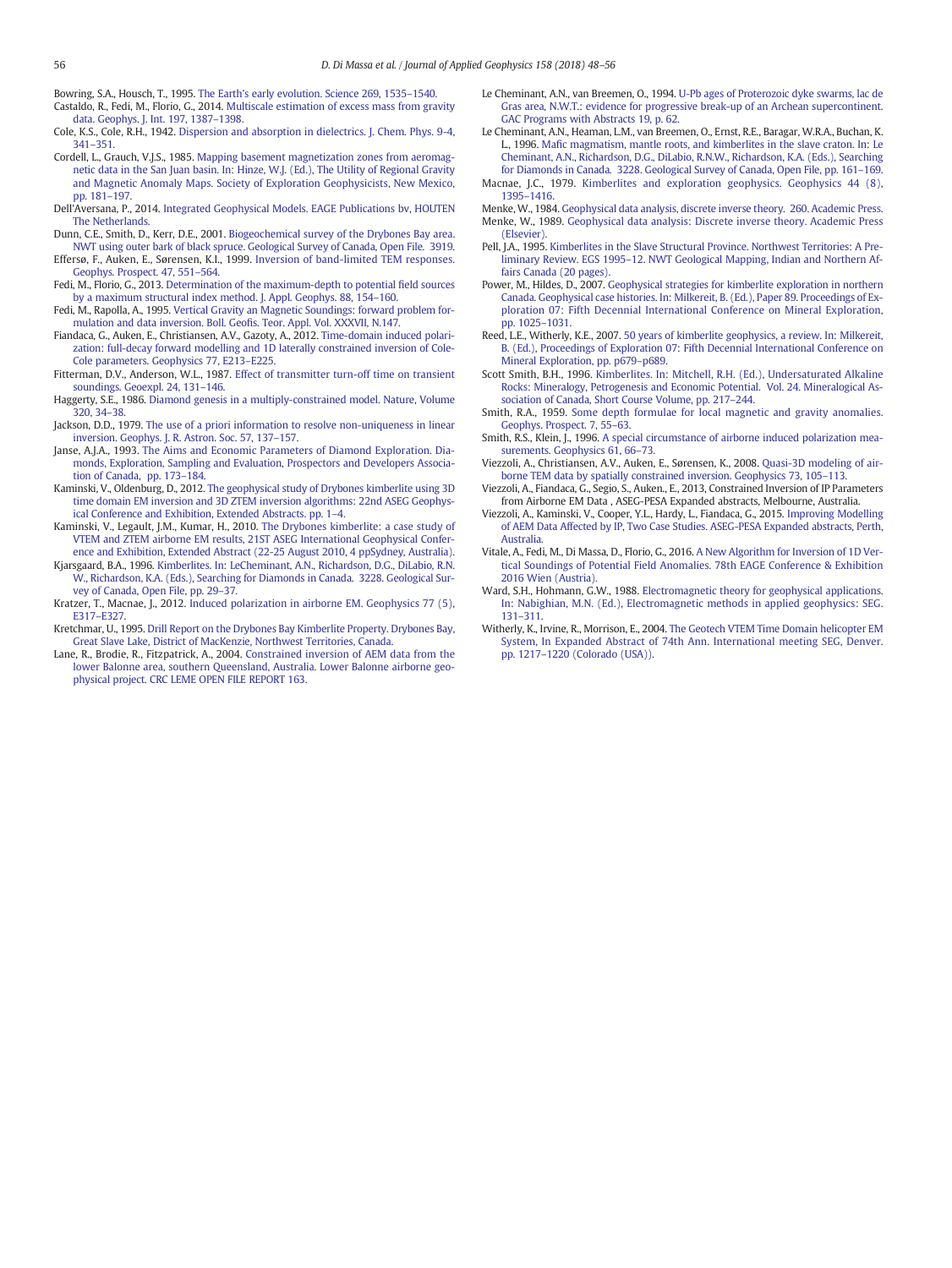Bowring, S.A., Housch, T., 1995. The Earth's early evolution. Science 269, 1535–1540.

Castaldo, R., Fedi, M., Florio, G., 2014. Multiscale estimation of excess mass from gravity data. Geophys. J. Int. 197, 1387–1398.

Cole, K.S., Cole, R.H., 1942. Dispersion and absorption in dielectrics. J. Chem. Phys. 9-4, 341–351.

Cordell, L., Grauch, V.J.S., 1985. Mapping basement magnetization zones from aeromagnetic data in the San Juan basin. In: Hinze, W.J. (Ed.), The Utility of Regional Gravity and Magnetic Anomaly Maps. Society of Exploration Geophysicists, New Mexico, pp. 181–197.

Dell'Aversana, P., 2014. Integrated Geophysical Models. EAGE Publications bv, HOUTEN The Netherlands.

Dunn, C.E., Smith, D., Kerr, D.E., 2001. Biogeochemical survey of the Drybones Bay area. NWT using outer bark of black spruce. Geological Survey of Canada, Open File. 3919.

Effersø, F., Auken, E., Sørensen, K.I., 1999. Inversion of band-limited TEM responses. Geophys. Prospect. 47, 551–564.

Fedi, M., Florio, G., 2013. Determination of the maximum-depth to potential field sources by a maximum structural index method. J. Appl. Geophys. 88, 154–160.

Fedi, M., Rapolla, A., 1995. Vertical Gravity an Magnetic Soundings: forward problem formulation and data inversion. Boll. Geofis. Teor. Appl. Vol. XXXVII, N.147.

Fiandaca, G., Auken, E., Christiansen, A.V., Gazoty, A., 2012. Time-domain induced polarization: full-decay forward modelling and 1D laterally constrained inversion of Cole-Cole parameters. Geophysics 77, E213–E225.

Fitterman, D.V., Anderson, W.L., 1987. Effect of transmitter turn-off time on transient soundings. Geoexpl. 24, 131–146.

Haggerty, S.E., 1986. Diamond genesis in a multiply-constrained model. Nature, Volume 320, 34–38.

Jackson, D.D., 1979. The use of a priori information to resolve non-uniqueness in linear inversion. Geophys. J. R. Astron. Soc. 57, 137–157.

Janse, A.J.A., 1993. The Aims and Economic Parameters of Diamond Exploration. Diamonds, Exploration, Sampling and Evaluation, Prospectors and Developers Association of Canada, pp. 173–184.

Kaminski, V., Oldenburg, D., 2012. The geophysical study of Drybones kimberlite using 3D time domain EM inversion and 3D ZTEM inversion algorithms: 22nd ASEG Geophysical Conference and Exhibition, Extended Abstracts. pp. 1–4.

Kaminski, V., Legault, J.M., Kumar, H., 2010. The Drybones kimberlite: a case study of VTEM and ZTEM airborne EM results, 21ST ASEG International Geophysical Conference and Exhibition, Extended Abstract (22-25 August 2010, 4 ppSydney, Australia).

Kjarsgaard, B.A., 1996. Kimberlites. In: LeCheminant, A.N., Richardson, D.G., DiLabio, R.N. W., Richardson, K.A. (Eds.), Searching for Diamonds in Canada. 3228. Geological Survey of Canada, Open File, pp. 29–37.

Kratzer, T., Macnae, J., 2012. Induced polarization in airborne EM. Geophysics 77 (5), E317–E327.

Kretchmar, U., 1995. Drill Report on the Drybones Bay Kimberlite Property. Drybones Bay, Great Slave Lake, District of MacKenzie, Northwest Territories, Canada.

Lane, R., Brodie, R., Fitzpatrick, A., 2004. Constrained inversion of AEM data from the lower Balonne area, southern Queensland, Australia. Lower Balonne airborne geophysical project. CRC LEME OPEN FILE REPORT 163.

Le Cheminant, A.N., van Breemen, O., 1994. U-Pb ages of Proterozoic dyke swarms, lac de Gras area, N.W.T.: evidence for progressive break-up of an Archean supercontinent. GAC Programs with Abstracts 19, p. 62.

Le Cheminant, A.N., Heaman, L.M., van Breemen, O., Ernst, R.E., Baragar, W.R.A., Buchan, K. L., 1996. Mafic magmatism, mantle roots, and kimberlites in the slave craton. In: Le Cheminant, A.N., Richardson, D.G., DiLabio, R.N.W., Richardson, K.A. (Eds.), Searching for Diamonds in Canada. 3228. Geological Survey of Canada, Open File, pp. 161–169.

Macnae, J.C., 1979. Kimberlites and exploration geophysics. Geophysics 44 (8), 1395–1416.

Menke, W., 1984. Geophysical data analysis, discrete inverse theory. 260. Academic Press.

Menke, W., 1989. Geophysical data analysis: Discrete inverse theory. Academic Press (Elsevier).

Pell, J.A., 1995. Kimberlites in the Slave Structural Province. Northwest Territories: A Preliminary Review. EGS 1995–12. NWT Geological Mapping, Indian and Northern Affairs Canada (20 pages).

Power, M., Hildes, D., 2007. Geophysical strategies for kimberlite exploration in northern Canada. Geophysical case histories. In: Milkereit, B. (Ed.), Paper 89. Proceedings of Exploration 07: Fifth Decennial International Conference on Mineral Exploration, pp. 1025–1031.

Reed, L.E., Witherly, K.E., 2007. 50 years of kimberlite geophysics, a review. In: Milkereit, B. (Ed.), Proceedings of Exploration 07: Fifth Decennial International Conference on Mineral Exploration, pp. p679–p689.

Scott Smith, B.H., 1996. Kimberlites. In: Mitchell, R.H. (Ed.), Undersaturated Alkaline Rocks: Mineralogy, Petrogenesis and Economic Potential. Vol. 24. Mineralogical Association of Canada, Short Course Volume, pp. 217–244.

Smith, R.A., 1959. Some depth formulae for local magnetic and gravity anomalies. Geophys. Prospect. 7, 55–63.

Smith, R.S., Klein, J., 1996. A special circumstance of airborne induced polarization measurements. Geophysics 61, 66–73.

Viezzoli, A., Christiansen, A.V., Auken, E., Sørensen, K., 2008. Quasi-3D modeling of airborne TEM data by spatially constrained inversion. Geophysics 73, 105–113.

Viezzoli, A., Fiandaca, G., Segio, S., Auken., E., 2013, Constrained Inversion of IP Parameters from Airborne EM Data , ASEG-PESA Expanded abstracts, Melbourne, Australia.

Viezzoli, A., Kaminski, V., Cooper, Y.L., Hardy, L., Fiandaca, G., 2015. Improving Modelling of AEM Data Affected by IP, Two Case Studies. ASEG-PESA Expanded abstracts, Perth, Australia.

Vitale, A., Fedi, M., Di Massa, D., Florio, G., 2016. A New Algorithm for Inversion of 1D Vertical Soundings of Potential Field Anomalies. 78th EAGE Conference & Exhibition 2016 Wien (Austria).

Ward, S.H., Hohmann, G.W., 1988. Electromagnetic theory for geophysical applications. In: Nabighian, M.N. (Ed.), Electromagnetic methods in applied geophysics: SEG. 131–311.

Witherly, K., Irvine, R., Morrison, E., 2004. The Geotech VTEM Time Domain helicopter EM System, In Expanded Abstract of 74th Ann. International meeting SEG, Denver. pp. 1217–1220 (Colorado (USA)).